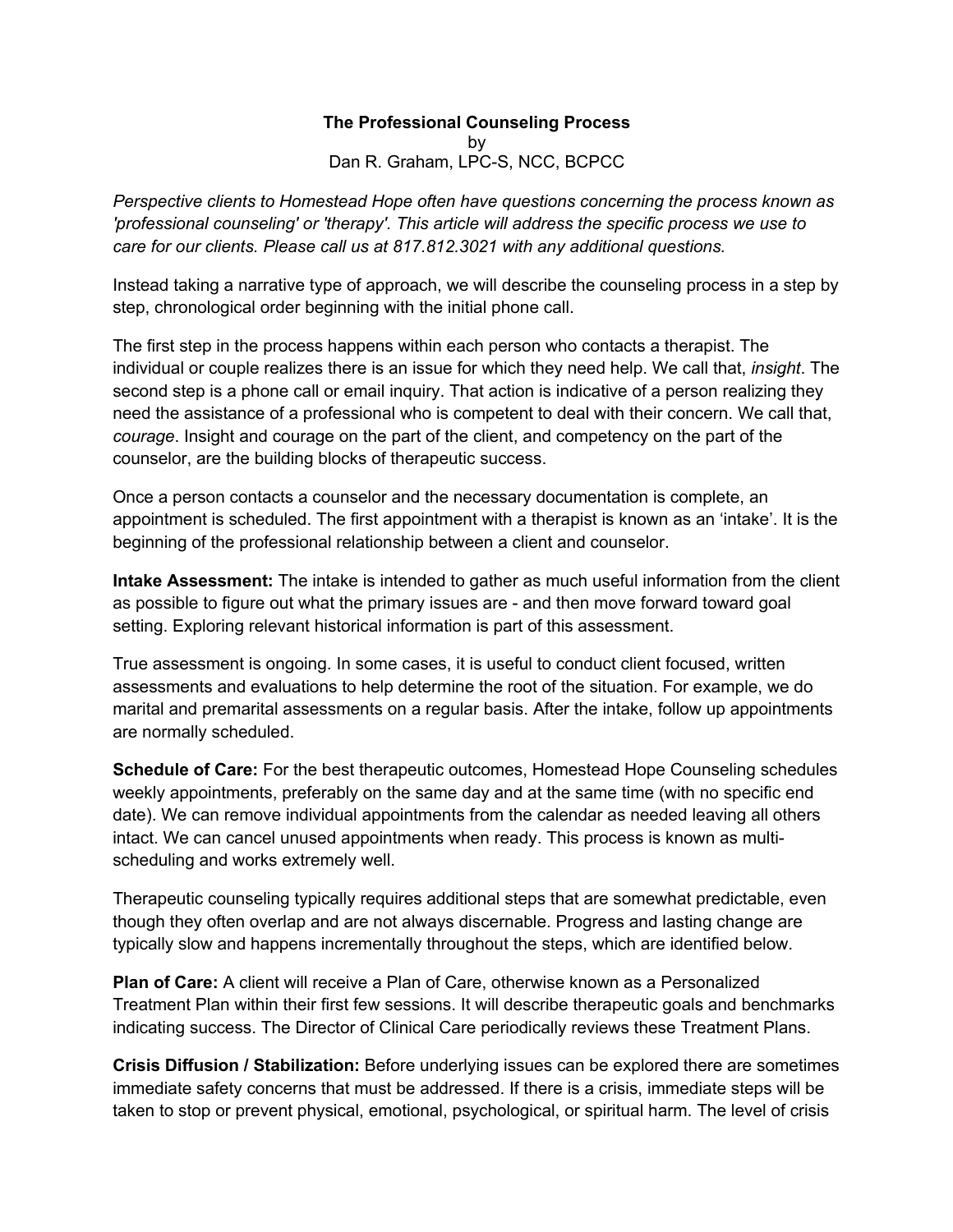**The Professional Counseling Process**
by
Dan R. Graham, LPC-S, NCC, BCPCC

*Perspective clients to Homestead Hope often have questions concerning the process known as 'professional counseling' or 'therapy'. This article will address the specific process we use to care for our clients. Please call us at 817.812.3021 with any additional questions.*

Instead taking a narrative type of approach, we will describe the counseling process in a step by step, chronological order beginning with the initial phone call.

The first step in the process happens within each person who contacts a therapist. The individual or couple realizes there is an issue for which they need help. We call that, *insight*. The second step is a phone call or email inquiry. That action is indicative of a person realizing they need the assistance of a professional who is competent to deal with their concern. We call that, *courage*. Insight and courage on the part of the client, and competency on the part of the counselor, are the building blocks of therapeutic success.

Once a person contacts a counselor and the necessary documentation is complete, an appointment is scheduled. The first appointment with a therapist is known as an 'intake'. It is the beginning of the professional relationship between a client and counselor.

**Intake Assessment:** The intake is intended to gather as much useful information from the client as possible to figure out what the primary issues are - and then move forward toward goal setting. Exploring relevant historical information is part of this assessment.

True assessment is ongoing. In some cases, it is useful to conduct client focused, written assessments and evaluations to help determine the root of the situation. For example, we do marital and premarital assessments on a regular basis. After the intake, follow up appointments are normally scheduled.

**Schedule of Care:** For the best therapeutic outcomes, Homestead Hope Counseling schedules weekly appointments, preferably on the same day and at the same time (with no specific end date). We can remove individual appointments from the calendar as needed leaving all others intact. We can cancel unused appointments when ready. This process is known as multi-scheduling and works extremely well.

Therapeutic counseling typically requires additional steps that are somewhat predictable, even though they often overlap and are not always discernable. Progress and lasting change are typically slow and happens incrementally throughout the steps, which are identified below.

**Plan of Care:** A client will receive a Plan of Care, otherwise known as a Personalized Treatment Plan within their first few sessions. It will describe therapeutic goals and benchmarks indicating success. The Director of Clinical Care periodically reviews these Treatment Plans.

**Crisis Diffusion / Stabilization:** Before underlying issues can be explored there are sometimes immediate safety concerns that must be addressed. If there is a crisis, immediate steps will be taken to stop or prevent physical, emotional, psychological, or spiritual harm. The level of crisis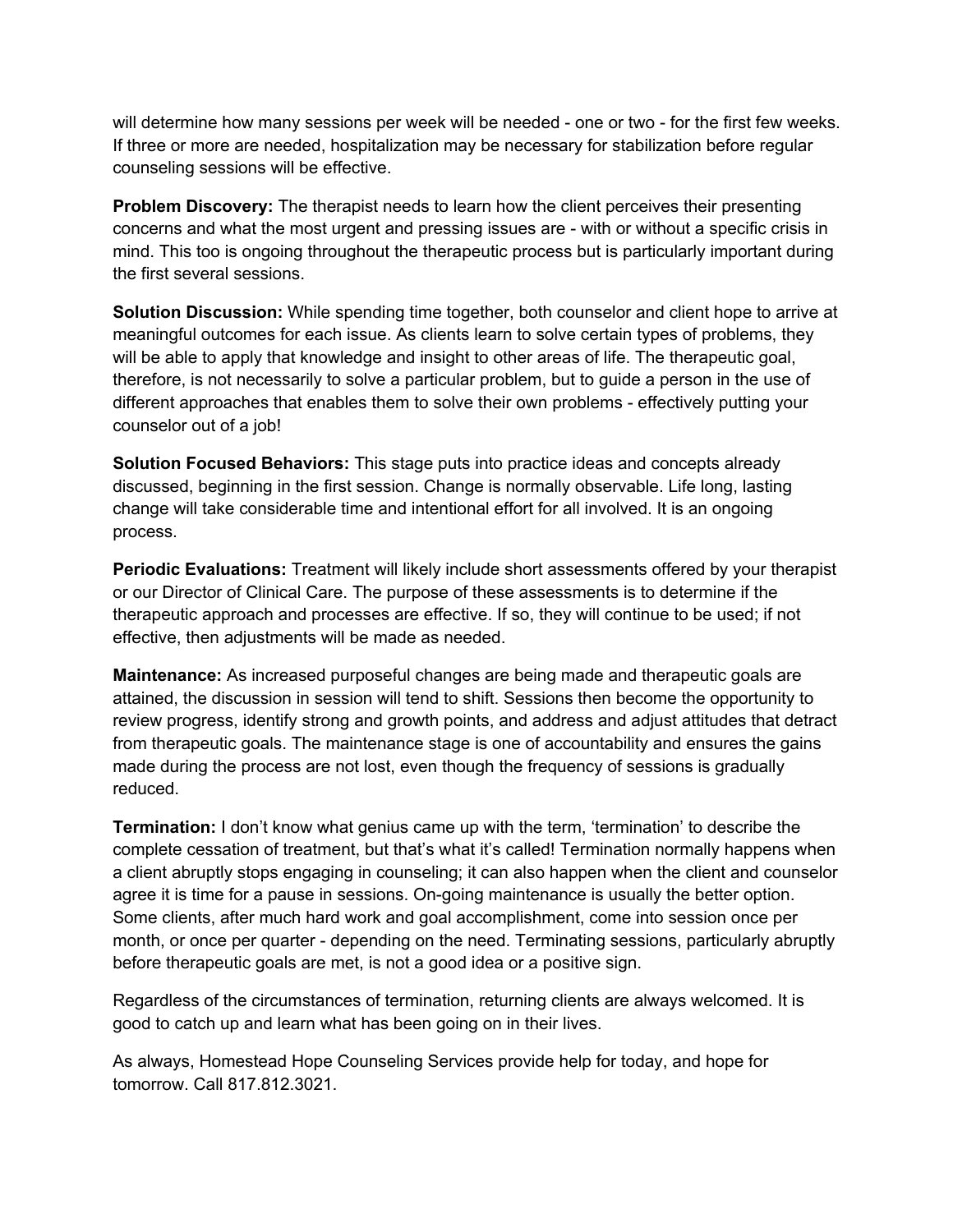will determine how many sessions per week will be needed - one or two - for the first few weeks. If three or more are needed, hospitalization may be necessary for stabilization before regular counseling sessions will be effective.

**Problem Discovery:** The therapist needs to learn how the client perceives their presenting concerns and what the most urgent and pressing issues are - with or without a specific crisis in mind. This too is ongoing throughout the therapeutic process but is particularly important during the first several sessions.

**Solution Discussion:** While spending time together, both counselor and client hope to arrive at meaningful outcomes for each issue. As clients learn to solve certain types of problems, they will be able to apply that knowledge and insight to other areas of life. The therapeutic goal, therefore, is not necessarily to solve a particular problem, but to guide a person in the use of different approaches that enables them to solve their own problems - effectively putting your counselor out of a job!

**Solution Focused Behaviors:** This stage puts into practice ideas and concepts already discussed, beginning in the first session. Change is normally observable. Life long, lasting change will take considerable time and intentional effort for all involved. It is an ongoing process.

**Periodic Evaluations:** Treatment will likely include short assessments offered by your therapist or our Director of Clinical Care. The purpose of these assessments is to determine if the therapeutic approach and processes are effective. If so, they will continue to be used; if not effective, then adjustments will be made as needed.

**Maintenance:** As increased purposeful changes are being made and therapeutic goals are attained, the discussion in session will tend to shift. Sessions then become the opportunity to review progress, identify strong and growth points, and address and adjust attitudes that detract from therapeutic goals. The maintenance stage is one of accountability and ensures the gains made during the process are not lost, even though the frequency of sessions is gradually reduced.

**Termination:** I don't know what genius came up with the term, 'termination' to describe the complete cessation of treatment, but that's what it's called! Termination normally happens when a client abruptly stops engaging in counseling; it can also happen when the client and counselor agree it is time for a pause in sessions. On-going maintenance is usually the better option. Some clients, after much hard work and goal accomplishment, come into session once per month, or once per quarter - depending on the need. Terminating sessions, particularly abruptly before therapeutic goals are met, is not a good idea or a positive sign.

Regardless of the circumstances of termination, returning clients are always welcomed. It is good to catch up and learn what has been going on in their lives.

As always, Homestead Hope Counseling Services provide help for today, and hope for tomorrow. Call 817.812.3021.